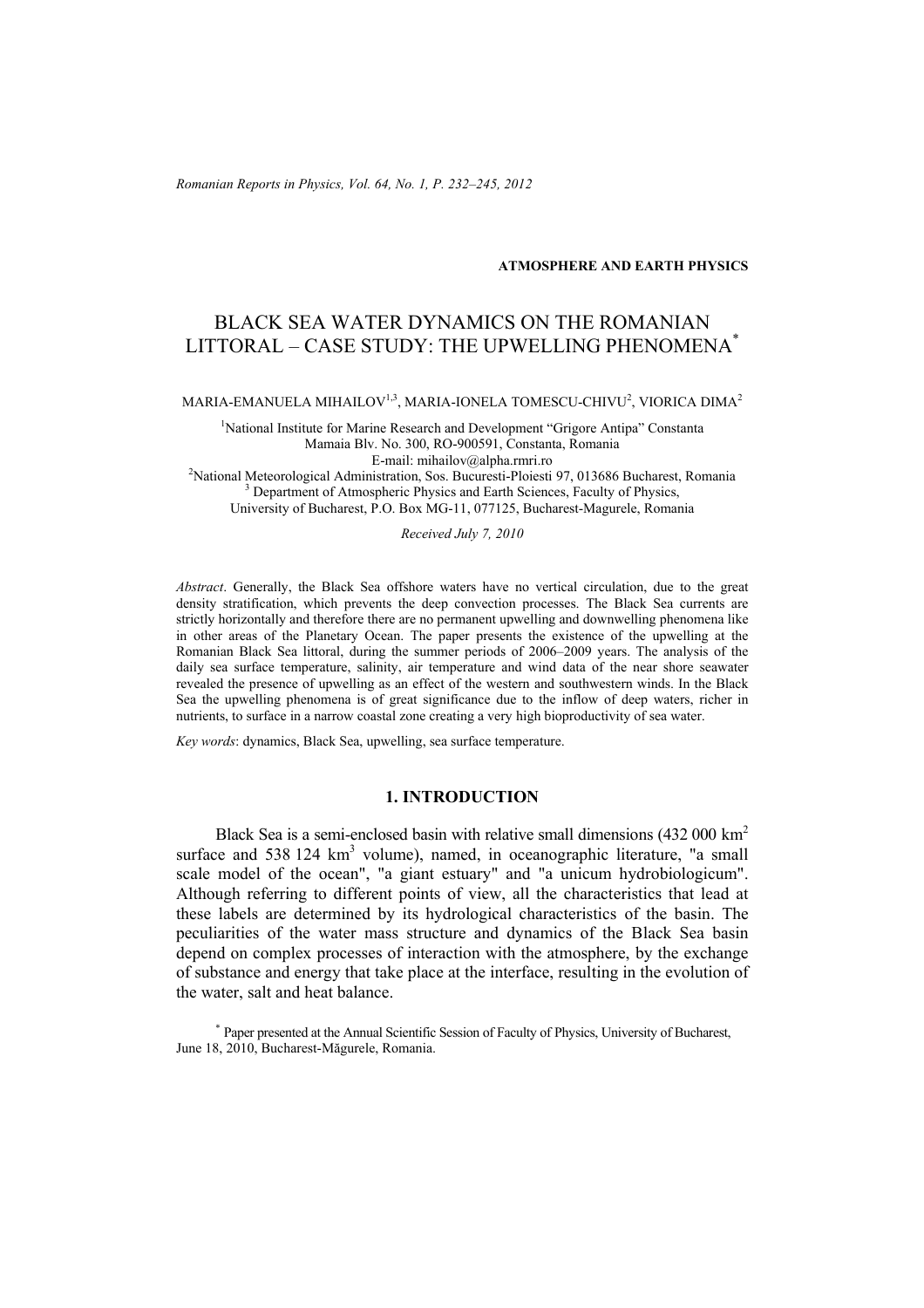ATMOSPHERE AND EARTH PHYSICS

# BLACK SEA WATER DYNAMICS ON THE ROMANIAN LITTORAL – CASE STUDY: THE UPWELLING PHENOMENA*

MARIA-EMANUELA MIHAILOV[1,3], MARIA-IONELA TOMESCU-CHIVU[2], VIORICA DIMA[2]

[1]National Institute for Marine Research and Development "Grigore Antipa" Constanta
Mamaia Blv. No. 300, RO-900591, Constanta, Romania
E-mail: mihailov@alpha.rmri.ro
[2]National Meteorological Administration, Sos. Bucuresti-Ploiesti 97, 013686 Bucharest, Romania
[3] Department of Atmospheric Physics and Earth Sciences, Faculty of Physics,
University of Bucharest, P.O. Box MG-11, 077125, Bucharest-Magurele, Romania

*Received July 7, 2010*

*Abstract*. Generally, the Black Sea offshore waters have no vertical circulation, due to the great density stratification, which prevents the deep convection processes. The Black Sea currents are strictly horizontally and therefore there are no permanent upwelling and downwelling phenomena like in other areas of the Planetary Ocean. The paper presents the existence of the upwelling at the Romanian Black Sea littoral, during the summer periods of 2006–2009 years. The analysis of the daily sea surface temperature, salinity, air temperature and wind data of the near shore seawater revealed the presence of upwelling as an effect of the western and southwestern winds. In the Black Sea the upwelling phenomena is of great significance due to the inflow of deep waters, richer in nutrients, to surface in a narrow coastal zone creating a very high bioproductivity of sea water.

*Key words*: dynamics, Black Sea, upwelling, sea surface temperature.

## 1. INTRODUCTION

Black Sea is a semi-enclosed basin with relative small dimensions (432 000 km$^2$ surface and 538 124 km$^3$ volume), named, in oceanographic literature, "a small scale model of the ocean", "a giant estuary" and "a unicum hydrobiologicum". Although referring to different points of view, all the characteristics that lead at these labels are determined by its hydrological characteristics of the basin. The peculiarities of the water mass structure and dynamics of the Black Sea basin depend on complex processes of interaction with the atmosphere, by the exchange of substance and energy that take place at the interface, resulting in the evolution of the water, salt and heat balance.

* Paper presented at the Annual Scientific Session of Faculty of Physics, University of Bucharest, June 18, 2010, Bucharest-Măgurele, Romania.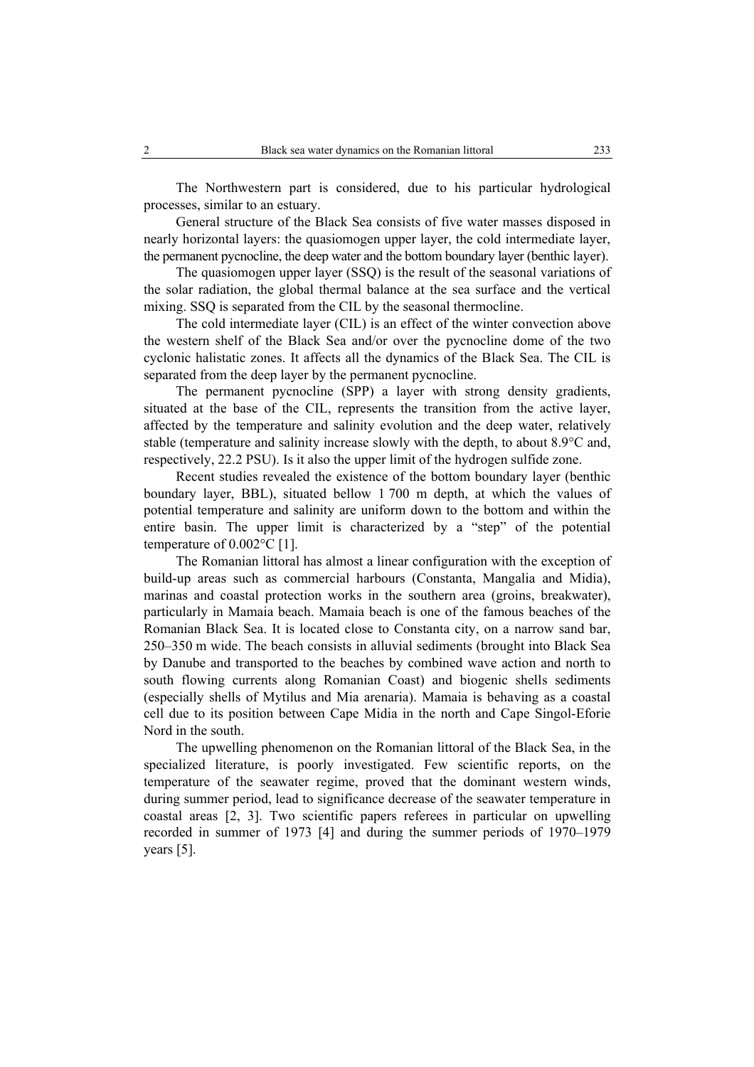The Northwestern part is considered, due to his particular hydrological processes, similar to an estuary.

General structure of the Black Sea consists of five water masses disposed in nearly horizontal layers: the quasiomogen upper layer, the cold intermediate layer, the permanent pycnocline, the deep water and the bottom boundary layer (benthic layer).

The quasiomogen upper layer (SSQ) is the result of the seasonal variations of the solar radiation, the global thermal balance at the sea surface and the vertical mixing. SSQ is separated from the CIL by the seasonal thermocline.

The cold intermediate layer (CIL) is an effect of the winter convection above the western shelf of the Black Sea and/or over the pycnocline dome of the two cyclonic halistatic zones. It affects all the dynamics of the Black Sea. The CIL is separated from the deep layer by the permanent pycnocline.

The permanent pycnocline (SPP) a layer with strong density gradients, situated at the base of the CIL, represents the transition from the active layer, affected by the temperature and salinity evolution and the deep water, relatively stable (temperature and salinity increase slowly with the depth, to about 8.9°C and, respectively, 22.2 PSU). Is it also the upper limit of the hydrogen sulfide zone.

Recent studies revealed the existence of the bottom boundary layer (benthic boundary layer, BBL), situated bellow 1 700 m depth, at which the values of potential temperature and salinity are uniform down to the bottom and within the entire basin. The upper limit is characterized by a "step" of the potential temperature of 0.002°C [1].

The Romanian littoral has almost a linear configuration with the exception of build-up areas such as commercial harbours (Constanta, Mangalia and Midia), marinas and coastal protection works in the southern area (groins, breakwater), particularly in Mamaia beach. Mamaia beach is one of the famous beaches of the Romanian Black Sea. It is located close to Constanta city, on a narrow sand bar, 250–350 m wide. The beach consists in alluvial sediments (brought into Black Sea by Danube and transported to the beaches by combined wave action and north to south flowing currents along Romanian Coast) and biogenic shells sediments (especially shells of Mytilus and Mia arenaria). Mamaia is behaving as a coastal cell due to its position between Cape Midia in the north and Cape Singol-Eforie Nord in the south.

The upwelling phenomenon on the Romanian littoral of the Black Sea, in the specialized literature, is poorly investigated. Few scientific reports, on the temperature of the seawater regime, proved that the dominant western winds, during summer period, lead to significance decrease of the seawater temperature in coastal areas [2, 3]. Two scientific papers referees in particular on upwelling recorded in summer of 1973 [4] and during the summer periods of 1970–1979 years [5].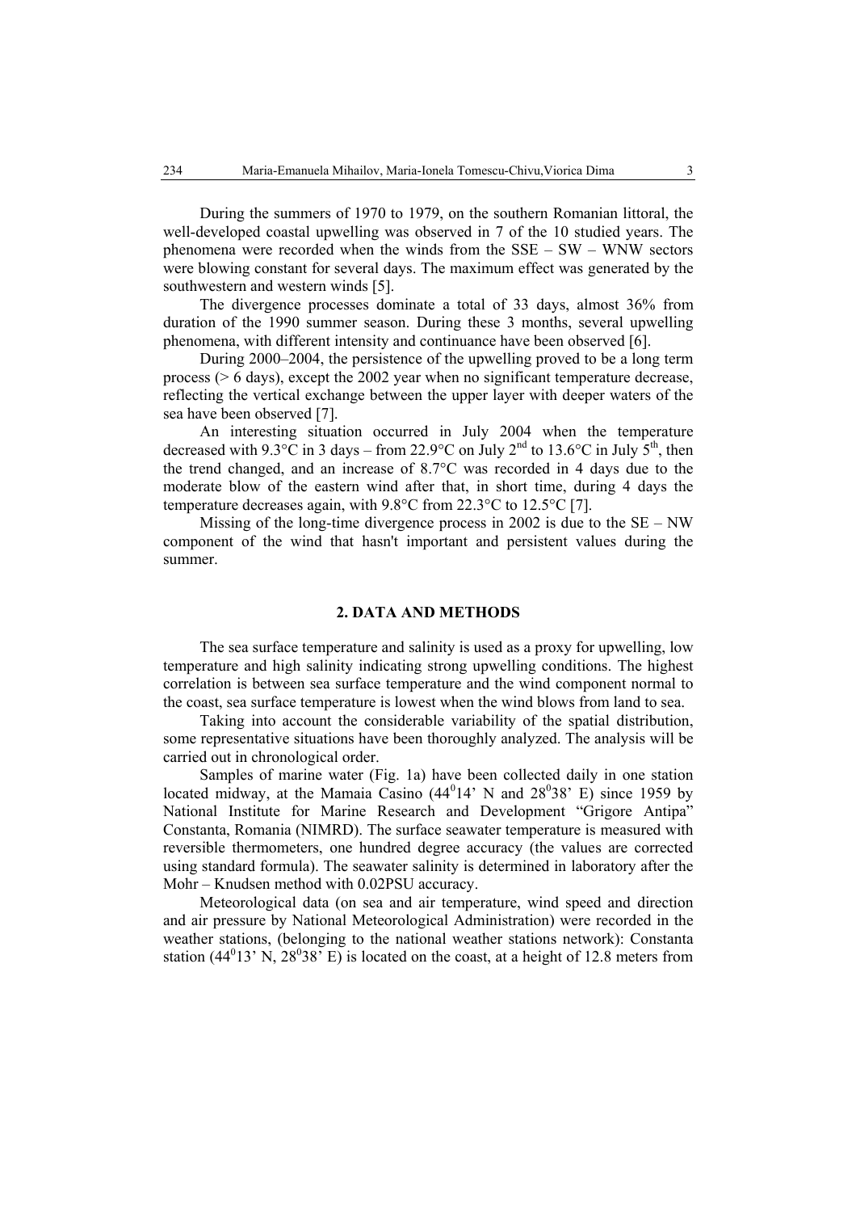During the summers of 1970 to 1979, on the southern Romanian littoral, the well-developed coastal upwelling was observed in 7 of the 10 studied years. The phenomena were recorded when the winds from the SSE – SW – WNW sectors were blowing constant for several days. The maximum effect was generated by the southwestern and western winds [5].

The divergence processes dominate a total of 33 days, almost 36% from duration of the 1990 summer season. During these 3 months, several upwelling phenomena, with different intensity and continuance have been observed [6].

During 2000–2004, the persistence of the upwelling proved to be a long term process (> 6 days), except the 2002 year when no significant temperature decrease, reflecting the vertical exchange between the upper layer with deeper waters of the sea have been observed [7].

An interesting situation occurred in July 2004 when the temperature decreased with 9.3°C in 3 days – from 22.9°C on July 2$^{nd}$ to 13.6°C in July 5$^{th}$, then the trend changed, and an increase of 8.7°C was recorded in 4 days due to the moderate blow of the eastern wind after that, in short time, during 4 days the temperature decreases again, with 9.8°C from 22.3°C to 12.5°C [7].

Missing of the long-time divergence process in 2002 is due to the SE – NW component of the wind that hasn't important and persistent values during the summer.

## 2. DATA AND METHODS

The sea surface temperature and salinity is used as a proxy for upwelling, low temperature and high salinity indicating strong upwelling conditions. The highest correlation is between sea surface temperature and the wind component normal to the coast, sea surface temperature is lowest when the wind blows from land to sea.

Taking into account the considerable variability of the spatial distribution, some representative situations have been thoroughly analyzed. The analysis will be carried out in chronological order.

Samples of marine water (Fig. 1a) have been collected daily in one station located midway, at the Mamaia Casino (44$^0$14' N and 28$^0$38' E) since 1959 by National Institute for Marine Research and Development "Grigore Antipa" Constanta, Romania (NIMRD). The surface seawater temperature is measured with reversible thermometers, one hundred degree accuracy (the values are corrected using standard formula). The seawater salinity is determined in laboratory after the Mohr – Knudsen method with 0.02PSU accuracy.

Meteorological data (on sea and air temperature, wind speed and direction and air pressure by National Meteorological Administration) were recorded in the weather stations, (belonging to the national weather stations network): Constanta station (44$^0$13' N, 28$^0$38' E) is located on the coast, at a height of 12.8 meters from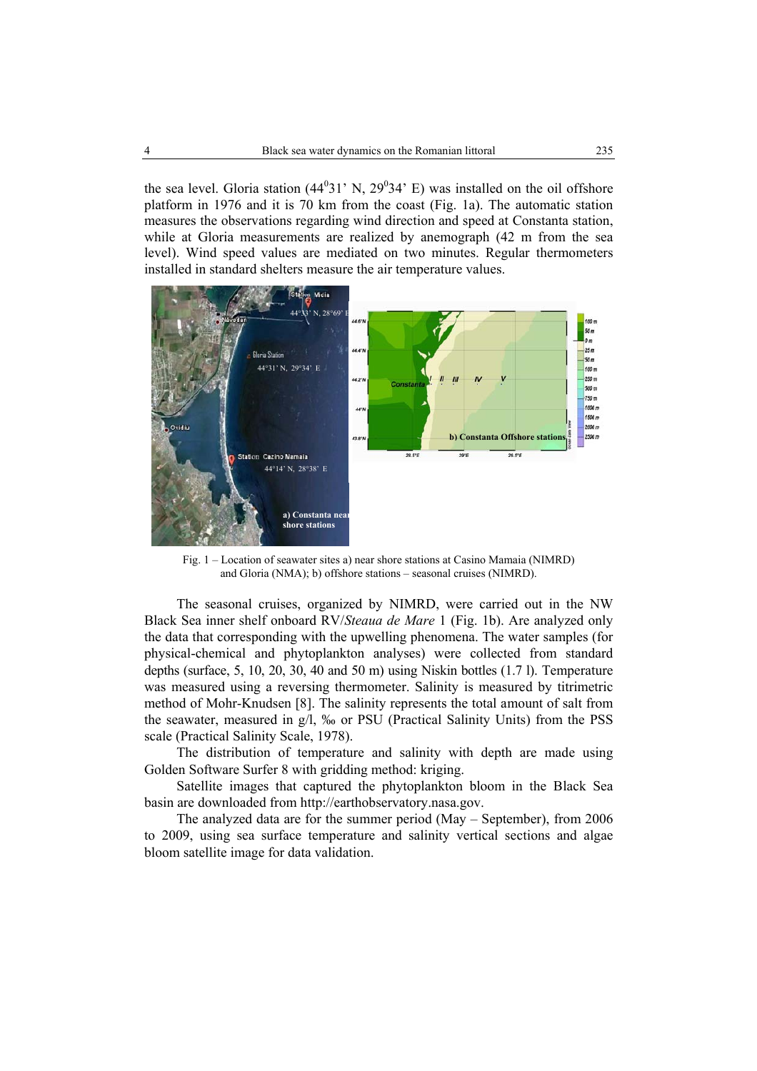the sea level. Gloria station ($44^0$31' N, $29^0$34' E) was installed on the oil offshore platform in 1976 and it is 70 km from the coast (Fig. 1a). The automatic station measures the observations regarding wind direction and speed at Constanta station, while at Gloria measurements are realized by anemograph (42 m from the sea level). Wind speed values are mediated on two minutes. Regular thermometers installed in standard shelters measure the air temperature values.

Fig. 1 – Location of seawater sites a) near shore stations at Casino Mamaia (NIMRD) and Gloria (NMA); b) offshore stations – seasonal cruises (NIMRD).

The seasonal cruises, organized by NIMRD, were carried out in the NW Black Sea inner shelf onboard RV/*Steaua de Mare* 1 (Fig. 1b). Are analyzed only the data that corresponding with the upwelling phenomena. The water samples (for physical-chemical and phytoplankton analyses) were collected from standard depths (surface, 5, 10, 20, 30, 40 and 50 m) using Niskin bottles (1.7 l). Temperature was measured using a reversing thermometer. Salinity is measured by titrimetric method of Mohr-Knudsen [8]. The salinity represents the total amount of salt from the seawater, measured in g/l, ‰ or PSU (Practical Salinity Units) from the PSS scale (Practical Salinity Scale, 1978).

The distribution of temperature and salinity with depth are made using Golden Software Surfer 8 with gridding method: kriging.

Satellite images that captured the phytoplankton bloom in the Black Sea basin are downloaded from http://earthobservatory.nasa.gov.

The analyzed data are for the summer period (May – September), from 2006 to 2009, using sea surface temperature and salinity vertical sections and algae bloom satellite image for data validation.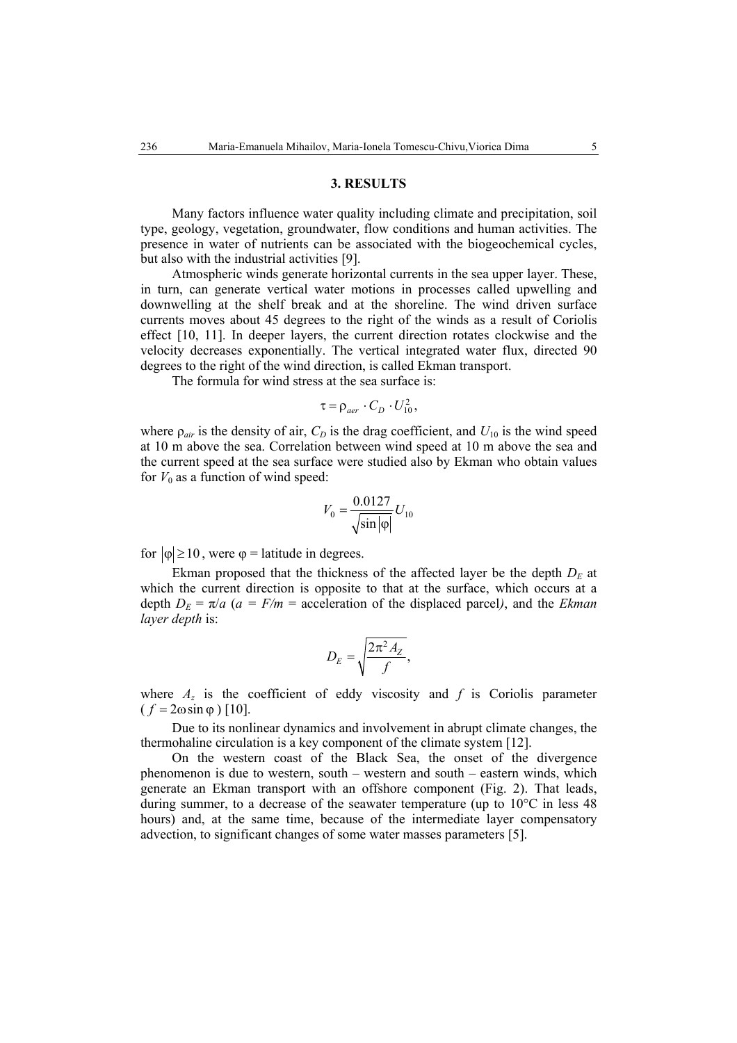## 3. RESULTS

Many factors influence water quality including climate and precipitation, soil type, geology, vegetation, groundwater, flow conditions and human activities. The presence in water of nutrients can be associated with the biogeochemical cycles, but also with the industrial activities [9].

Atmospheric winds generate horizontal currents in the sea upper layer. These, in turn, can generate vertical water motions in processes called upwelling and downwelling at the shelf break and at the shoreline. The wind driven surface currents moves about 45 degrees to the right of the winds as a result of Coriolis effect [10, 11]. In deeper layers, the current direction rotates clockwise and the velocity decreases exponentially. The vertical integrated water flux, directed 90 degrees to the right of the wind direction, is called Ekman transport.

The formula for wind stress at the sea surface is:

$$\tau = \rho_{aer} \cdot C_D \cdot U_{10}^2,$$

where $\rho_{air}$ is the density of air, $C_D$ is the drag coefficient, and $U_{10}$ is the wind speed at 10 m above the sea. Correlation between wind speed at 10 m above the sea and the current speed at the sea surface were studied also by Ekman who obtain values for $V_0$ as a function of wind speed:

$$V_0 = \frac{0.0127}{\sqrt{\sin|\varphi|}} U_{10}$$

for $|\varphi| \geq 10$, were φ = latitude in degrees.

Ekman proposed that the thickness of the affected layer be the depth $D_E$ at which the current direction is opposite to that at the surface, which occurs at a depth $D_E = \pi/a$ ($a = F/m$ = acceleration of the displaced parcel*)*, and the *Ekman layer depth* is:

$$D_E = \sqrt{\frac{2\pi^2 A_Z}{f}},$$

where $A_z$ is the coefficient of eddy viscosity and $f$ is Coriolis parameter ($f = 2\omega \sin\varphi$) [10].

Due to its nonlinear dynamics and involvement in abrupt climate changes, the thermohaline circulation is a key component of the climate system [12].

On the western coast of the Black Sea, the onset of the divergence phenomenon is due to western, south – western and south – eastern winds, which generate an Ekman transport with an offshore component (Fig. 2). That leads, during summer, to a decrease of the seawater temperature (up to 10°C in less 48 hours) and, at the same time, because of the intermediate layer compensatory advection, to significant changes of some water masses parameters [5].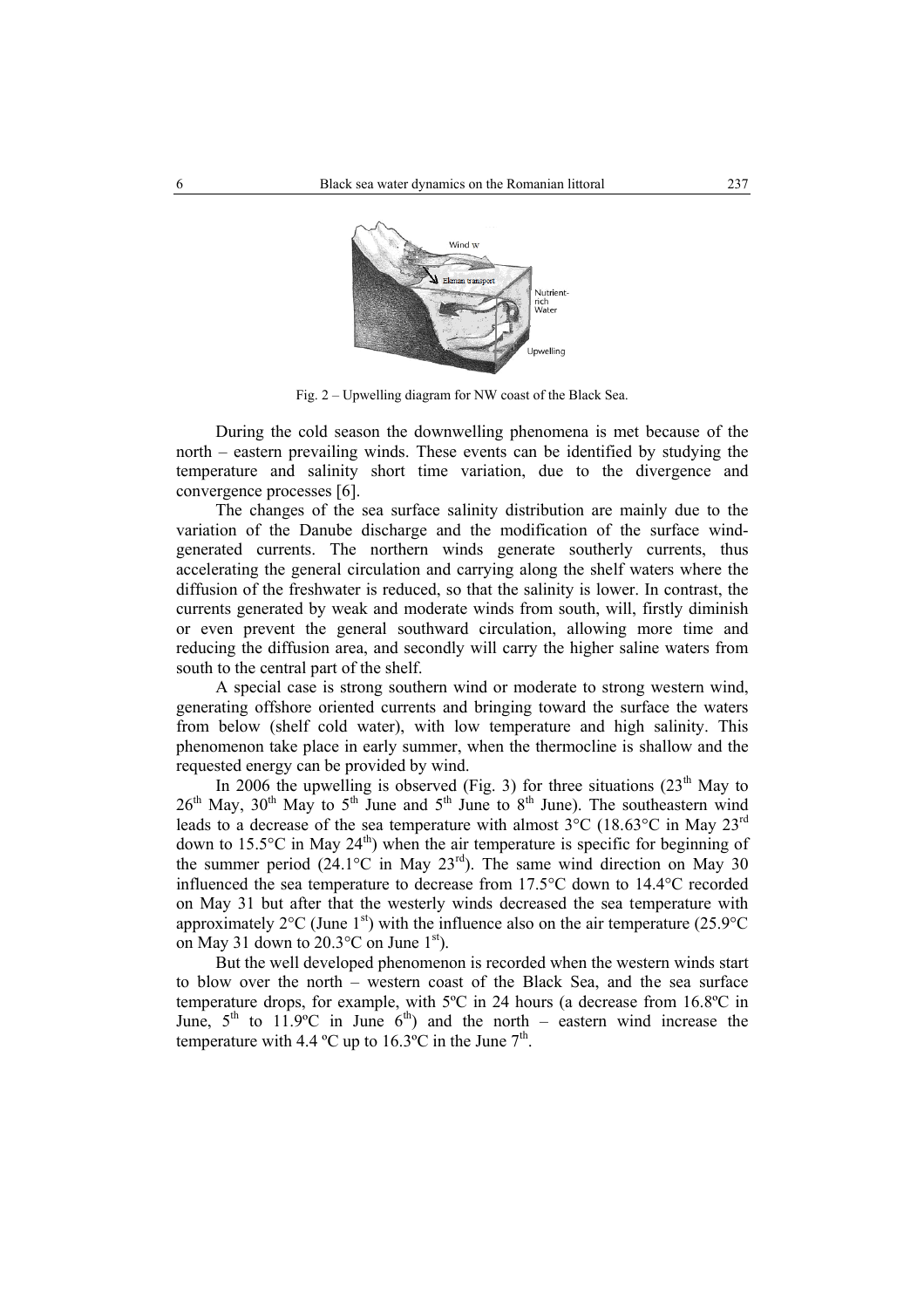Fig. 2 – Upwelling diagram for NW coast of the Black Sea.

During the cold season the downwelling phenomena is met because of the north – eastern prevailing winds. These events can be identified by studying the temperature and salinity short time variation, due to the divergence and convergence processes [6].

The changes of the sea surface salinity distribution are mainly due to the variation of the Danube discharge and the modification of the surface wind-generated currents. The northern winds generate southerly currents, thus accelerating the general circulation and carrying along the shelf waters where the diffusion of the freshwater is reduced, so that the salinity is lower. In contrast, the currents generated by weak and moderate winds from south, will, firstly diminish or even prevent the general southward circulation, allowing more time and reducing the diffusion area, and secondly will carry the higher saline waters from south to the central part of the shelf.

A special case is strong southern wind or moderate to strong western wind, generating offshore oriented currents and bringing toward the surface the waters from below (shelf cold water), with low temperature and high salinity. This phenomenon take place in early summer, when the thermocline is shallow and the requested energy can be provided by wind.

In 2006 the upwelling is observed (Fig. 3) for three situations (23th May to 26th May, 30th May to 5th June and 5th June to 8th June). The southeastern wind leads to a decrease of the sea temperature with almost 3°C (18.63°C in May 23rd down to 15.5°C in May 24th) when the air temperature is specific for beginning of the summer period (24.1°C in May 23rd). The same wind direction on May 30 influenced the sea temperature to decrease from 17.5°C down to 14.4°C recorded on May 31 but after that the westerly winds decreased the sea temperature with approximately 2°C (June 1st) with the influence also on the air temperature (25.9°C on May 31 down to 20.3°C on June 1st).

But the well developed phenomenon is recorded when the western winds start to blow over the north – western coast of the Black Sea, and the sea surface temperature drops, for example, with 5ºC in 24 hours (a decrease from 16.8ºC in June, 5th to 11.9ºC in June 6th) and the north – eastern wind increase the temperature with 4.4 ºC up to 16.3ºC in the June 7th.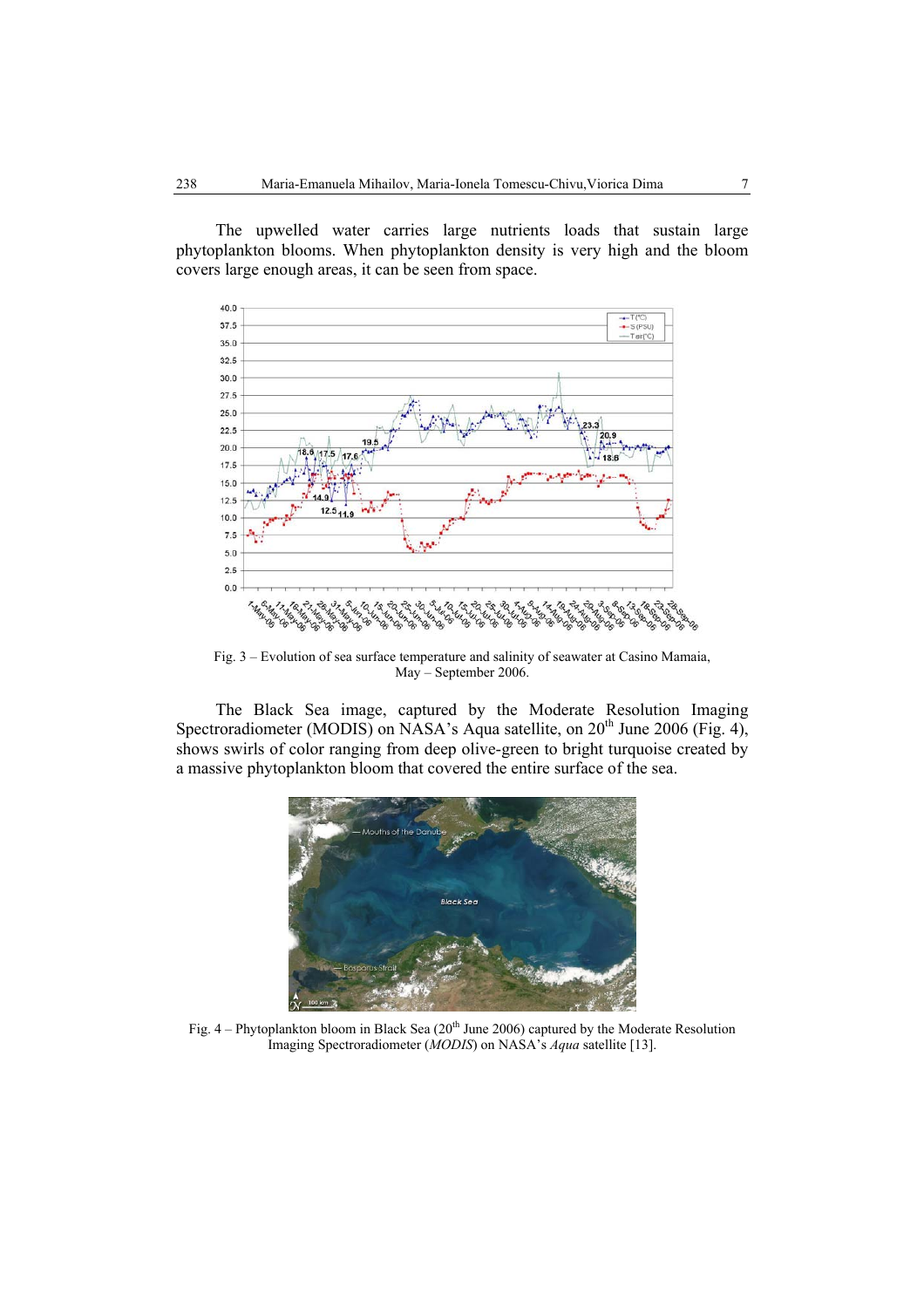The upwelled water carries large nutrients loads that sustain large phytoplankton blooms. When phytoplankton density is very high and the bloom covers large enough areas, it can be seen from space.

Fig. 3 – Evolution of sea surface temperature and salinity of seawater at Casino Mamaia, May – September 2006.

The Black Sea image, captured by the Moderate Resolution Imaging Spectroradiometer (MODIS) on NASA's Aqua satellite, on 20th June 2006 (Fig. 4), shows swirls of color ranging from deep olive-green to bright turquoise created by a massive phytoplankton bloom that covered the entire surface of the sea.

Fig. 4 – Phytoplankton bloom in Black Sea (20th June 2006) captured by the Moderate Resolution Imaging Spectroradiometer (*MODIS*) on NASA's *Aqua* satellite [13].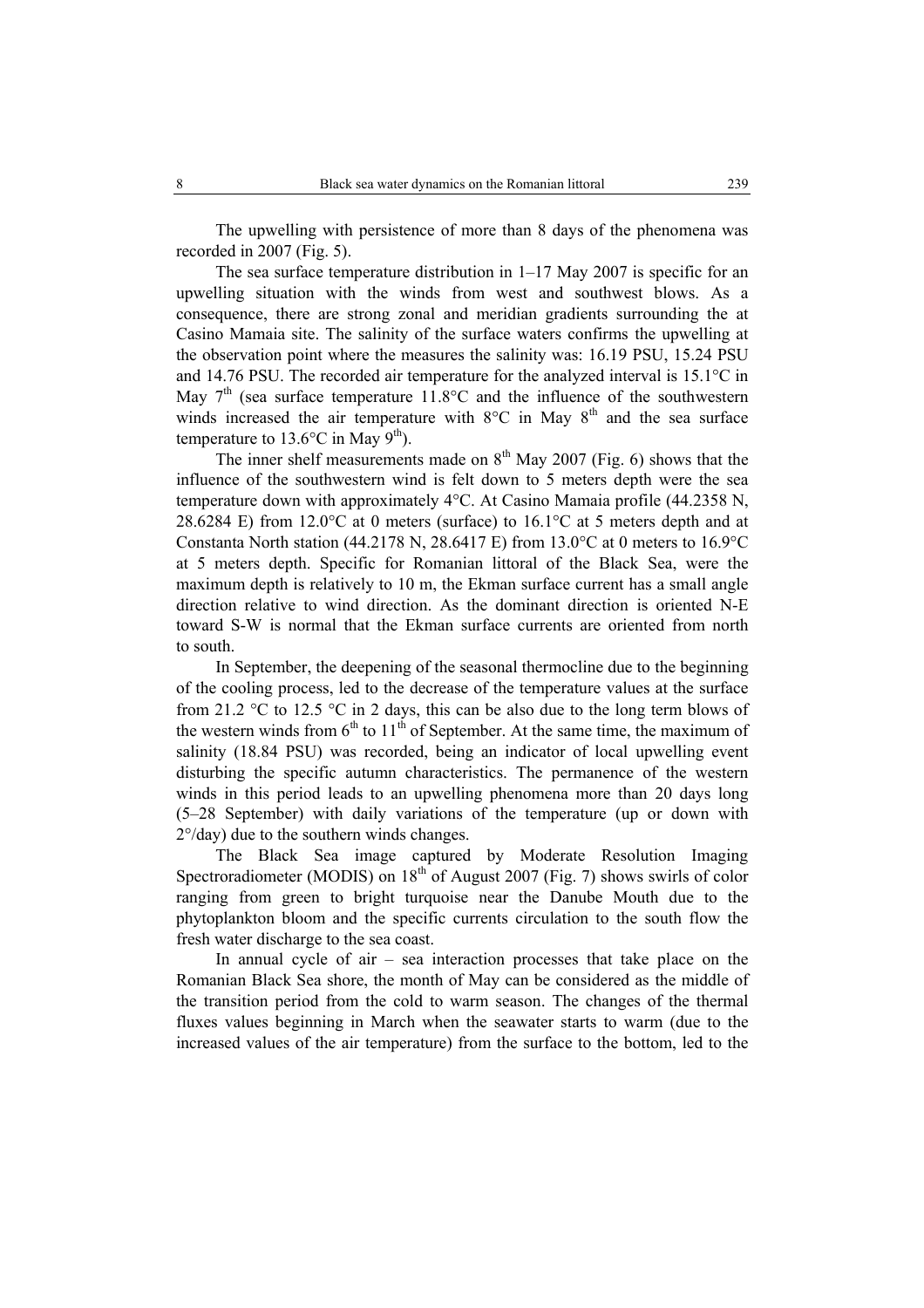The upwelling with persistence of more than 8 days of the phenomena was recorded in 2007 (Fig. 5).

The sea surface temperature distribution in 1–17 May 2007 is specific for an upwelling situation with the winds from west and southwest blows. As a consequence, there are strong zonal and meridian gradients surrounding the at Casino Mamaia site. The salinity of the surface waters confirms the upwelling at the observation point where the measures the salinity was: 16.19 PSU, 15.24 PSU and 14.76 PSU. The recorded air temperature for the analyzed interval is 15.1°C in May 7th (sea surface temperature 11.8°C and the influence of the southwestern winds increased the air temperature with 8°C in May 8th and the sea surface temperature to 13.6°C in May 9th).

The inner shelf measurements made on 8th May 2007 (Fig. 6) shows that the influence of the southwestern wind is felt down to 5 meters depth were the sea temperature down with approximately 4°C. At Casino Mamaia profile (44.2358 N, 28.6284 E) from 12.0°C at 0 meters (surface) to 16.1°C at 5 meters depth and at Constanta North station (44.2178 N, 28.6417 E) from 13.0°C at 0 meters to 16.9°C at 5 meters depth. Specific for Romanian littoral of the Black Sea, were the maximum depth is relatively to 10 m, the Ekman surface current has a small angle direction relative to wind direction. As the dominant direction is oriented N-E toward S-W is normal that the Ekman surface currents are oriented from north to south.

In September, the deepening of the seasonal thermocline due to the beginning of the cooling process, led to the decrease of the temperature values at the surface from 21.2 °C to 12.5 °C in 2 days, this can be also due to the long term blows of the western winds from 6th to 11th of September. At the same time, the maximum of salinity (18.84 PSU) was recorded, being an indicator of local upwelling event disturbing the specific autumn characteristics. The permanence of the western winds in this period leads to an upwelling phenomena more than 20 days long (5–28 September) with daily variations of the temperature (up or down with 2°/day) due to the southern winds changes.

The Black Sea image captured by Moderate Resolution Imaging Spectroradiometer (MODIS) on 18th of August 2007 (Fig. 7) shows swirls of color ranging from green to bright turquoise near the Danube Mouth due to the phytoplankton bloom and the specific currents circulation to the south flow the fresh water discharge to the sea coast.

In annual cycle of air – sea interaction processes that take place on the Romanian Black Sea shore, the month of May can be considered as the middle of the transition period from the cold to warm season. The changes of the thermal fluxes values beginning in March when the seawater starts to warm (due to the increased values of the air temperature) from the surface to the bottom, led to the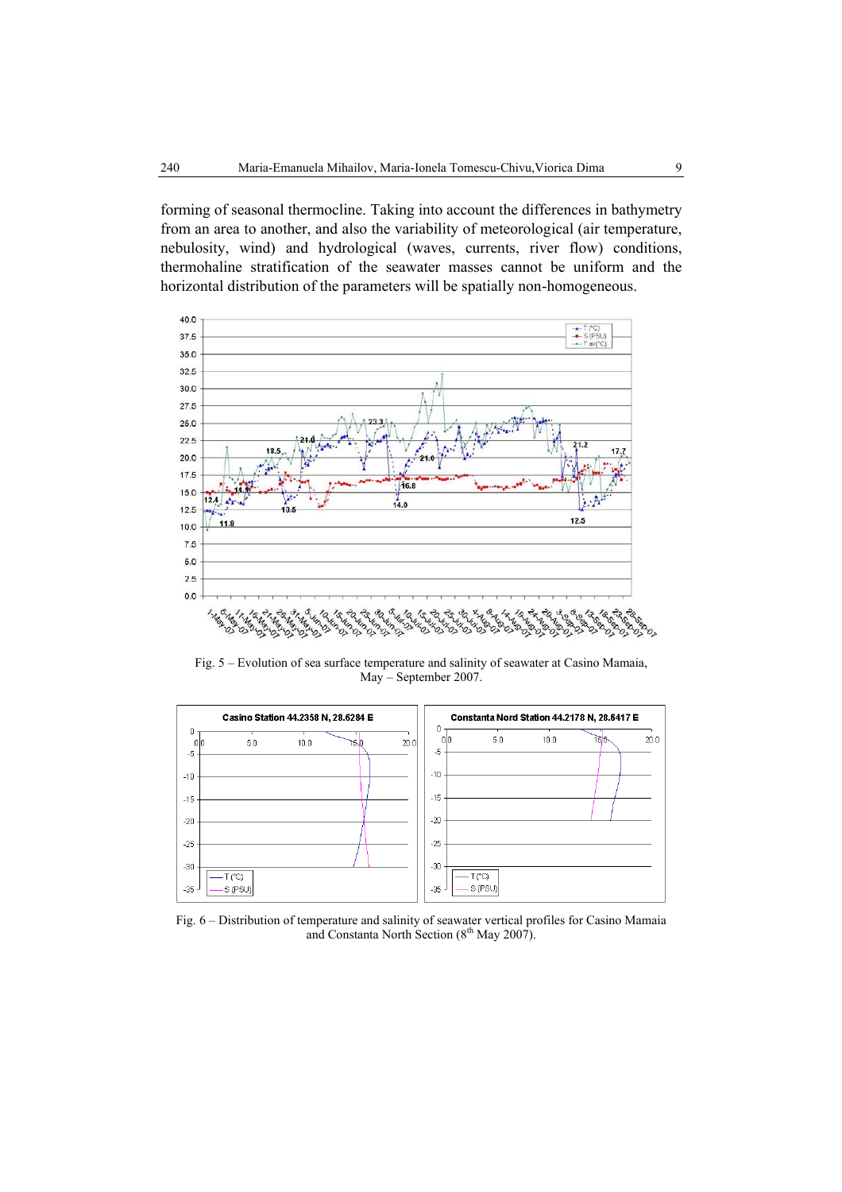forming of seasonal thermocline. Taking into account the differences in bathymetry from an area to another, and also the variability of meteorological (air temperature, nebulosity, wind) and hydrological (waves, currents, river flow) conditions, thermohaline stratification of the seawater masses cannot be uniform and the horizontal distribution of the parameters will be spatially non-homogeneous.

Fig. 5 – Evolution of sea surface temperature and salinity of seawater at Casino Mamaia, May – September 2007.

Fig. 6 – Distribution of temperature and salinity of seawater vertical profiles for Casino Mamaia and Constanta North Section (8[th] May 2007).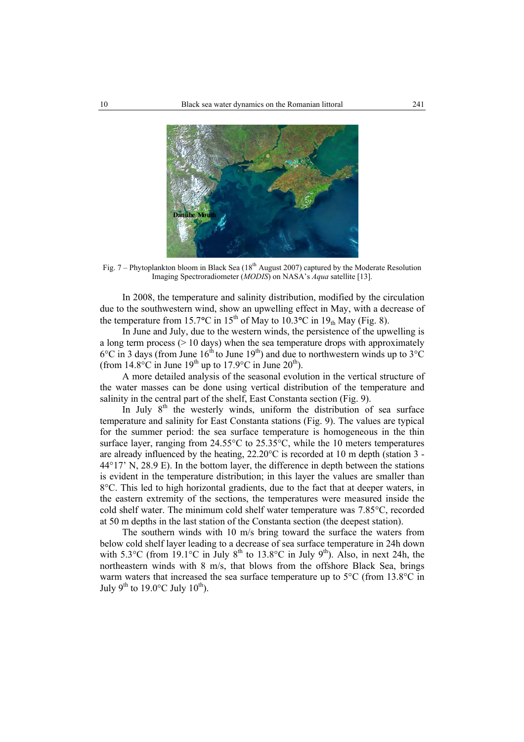Fig. 7 – Phytoplankton bloom in Black Sea (18th August 2007) captured by the Moderate Resolution Imaging Spectroradiometer (*MODIS*) on NASA's *Aqua* satellite [13].

In 2008, the temperature and salinity distribution, modified by the circulation due to the southwestern wind, show an upwelling effect in May, with a decrease of the temperature from 15.7°C in 15th of May to 10.3°C in 19th May (Fig. 8).

In June and July, due to the western winds, the persistence of the upwelling is a long term process (> 10 days) when the sea temperature drops with approximately 6°C in 3 days (from June 16th to June 19th) and due to northwestern winds up to 3°C (from 14.8°C in June 19th up to 17.9°C in June 20th).

A more detailed analysis of the seasonal evolution in the vertical structure of the water masses can be done using vertical distribution of the temperature and salinity in the central part of the shelf, East Constanta section (Fig. 9).

In July 8th the westerly winds, uniform the distribution of sea surface temperature and salinity for East Constanta stations (Fig. 9). The values are typical for the summer period: the sea surface temperature is homogeneous in the thin surface layer, ranging from 24.55°C to 25.35°C, while the 10 meters temperatures are already influenced by the heating, 22.20°C is recorded at 10 m depth (station 3 - 44°17' N, 28.9 E). In the bottom layer, the difference in depth between the stations is evident in the temperature distribution; in this layer the values are smaller than 8°C. This led to high horizontal gradients, due to the fact that at deeper waters, in the eastern extremity of the sections, the temperatures were measured inside the cold shelf water. The minimum cold shelf water temperature was 7.85°C, recorded at 50 m depths in the last station of the Constanta section (the deepest station).

The southern winds with 10 m/s bring toward the surface the waters from below cold shelf layer leading to a decrease of sea surface temperature in 24h down with 5.3°C (from 19.1°C in July 8th to 13.8°C in July 9th). Also, in next 24h, the northeastern winds with 8 m/s, that blows from the offshore Black Sea, brings warm waters that increased the sea surface temperature up to 5°C (from 13.8°C in July 9th to 19.0°C July 10th).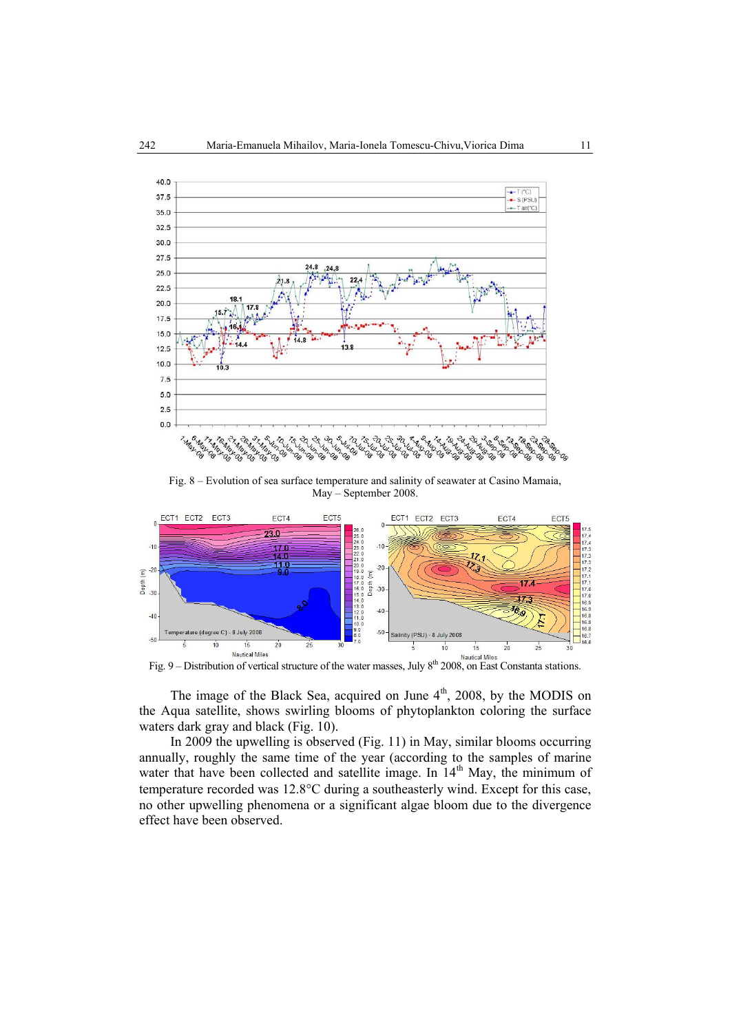Fig. 8 – Evolution of sea surface temperature and salinity of seawater at Casino Mamaia, May – September 2008.

Fig. 9 – Distribution of vertical structure of the water masses, July 8th 2008, on East Constanta stations.

The image of the Black Sea, acquired on June 4th, 2008, by the MODIS on the Aqua satellite, shows swirling blooms of phytoplankton coloring the surface waters dark gray and black (Fig. 10).

In 2009 the upwelling is observed (Fig. 11) in May, similar blooms occurring annually, roughly the same time of the year (according to the samples of marine water that have been collected and satellite image. In 14th May, the minimum of temperature recorded was 12.8°C during a southeasterly wind. Except for this case, no other upwelling phenomena or a significant algae bloom due to the divergence effect have been observed.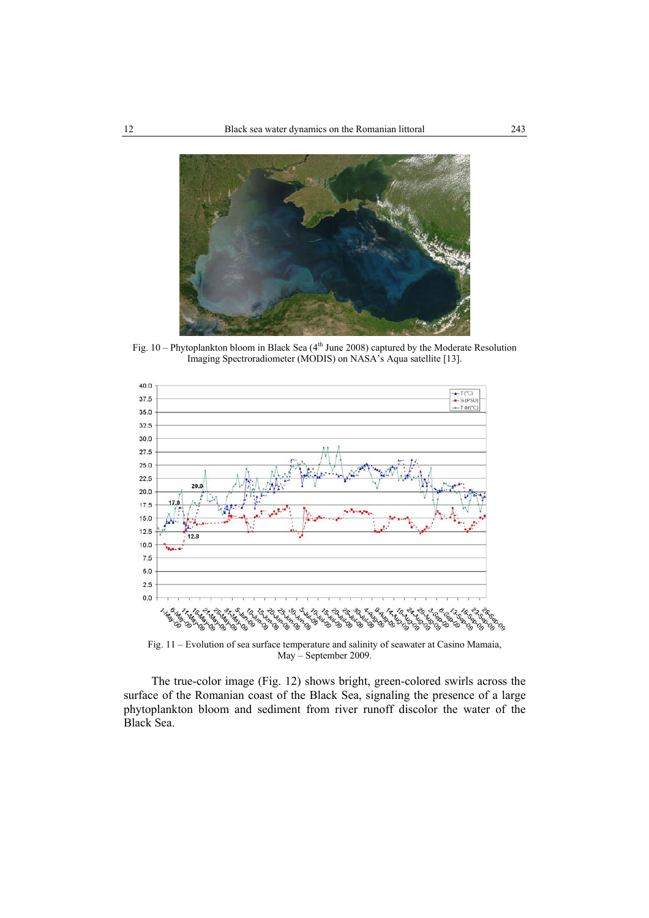Fig. 10 – Phytoplankton bloom in Black Sea (4th June 2008) captured by the Moderate Resolution Imaging Spectroradiometer (MODIS) on NASA's Aqua satellite [13].

Fig. 11 – Evolution of sea surface temperature and salinity of seawater at Casino Mamaia, May – September 2009.

The true-color image (Fig. 12) shows bright, green-colored swirls across the surface of the Romanian coast of the Black Sea, signaling the presence of a large phytoplankton bloom and sediment from river runoff discolor the water of the Black Sea.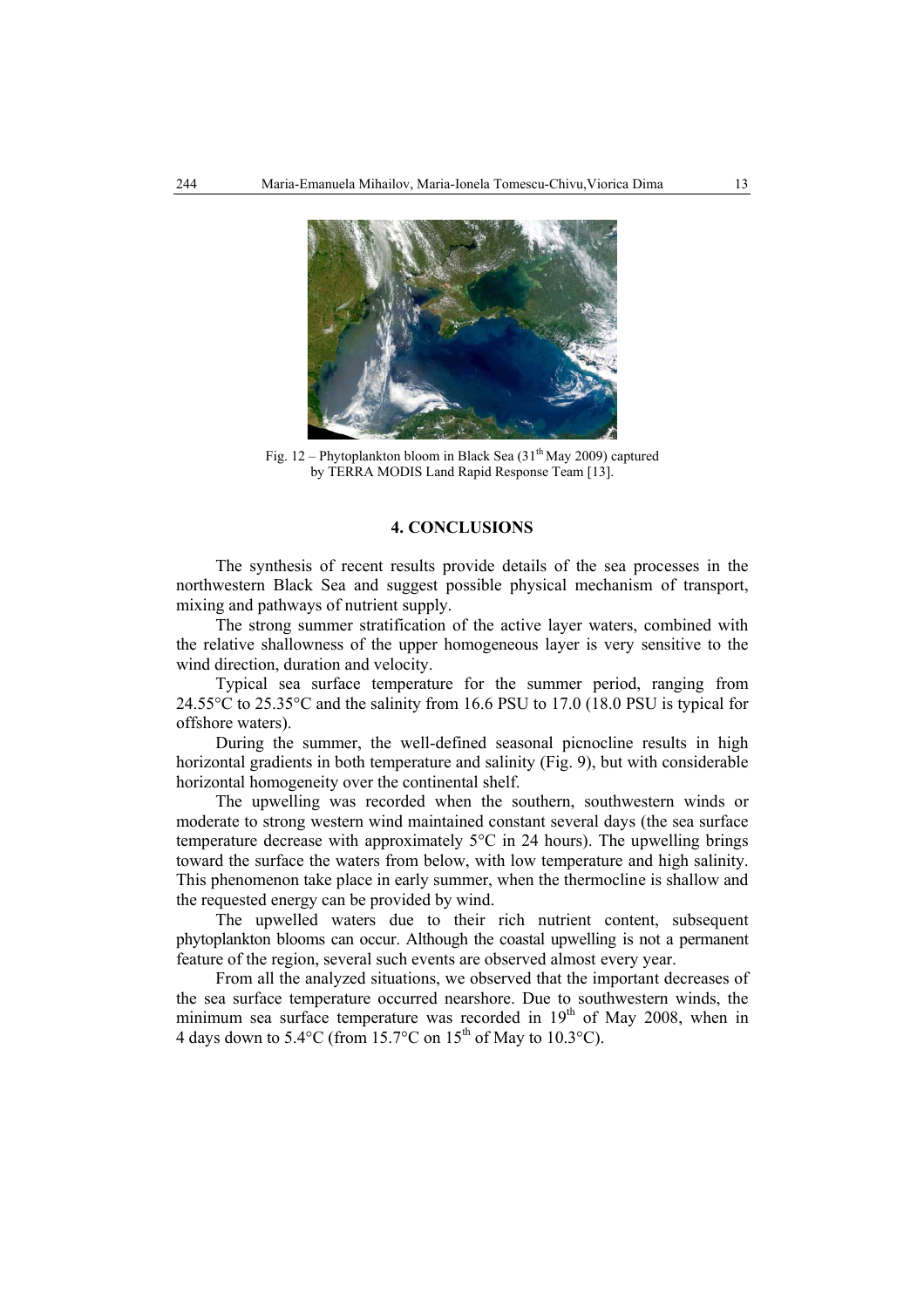Fig. 12 – Phytoplankton bloom in Black Sea (31[th] May 2009) captured by TERRA MODIS Land Rapid Response Team [13].

## 4. CONCLUSIONS

The synthesis of recent results provide details of the sea processes in the northwestern Black Sea and suggest possible physical mechanism of transport, mixing and pathways of nutrient supply.

The strong summer stratification of the active layer waters, combined with the relative shallowness of the upper homogeneous layer is very sensitive to the wind direction, duration and velocity.

Typical sea surface temperature for the summer period, ranging from 24.55°C to 25.35°C and the salinity from 16.6 PSU to 17.0 (18.0 PSU is typical for offshore waters).

During the summer, the well-defined seasonal picnocline results in high horizontal gradients in both temperature and salinity (Fig. 9), but with considerable horizontal homogeneity over the continental shelf.

The upwelling was recorded when the southern, southwestern winds or moderate to strong western wind maintained constant several days (the sea surface temperature decrease with approximately 5°C in 24 hours). The upwelling brings toward the surface the waters from below, with low temperature and high salinity. This phenomenon take place in early summer, when the thermocline is shallow and the requested energy can be provided by wind.

The upwelled waters due to their rich nutrient content, subsequent phytoplankton blooms can occur. Although the coastal upwelling is not a permanent feature of the region, several such events are observed almost every year.

From all the analyzed situations, we observed that the important decreases of the sea surface temperature occurred nearshore. Due to southwestern winds, the minimum sea surface temperature was recorded in 19[th] of May 2008, when in 4 days down to 5.4°C (from 15.7°C on 15[th] of May to 10.3°C).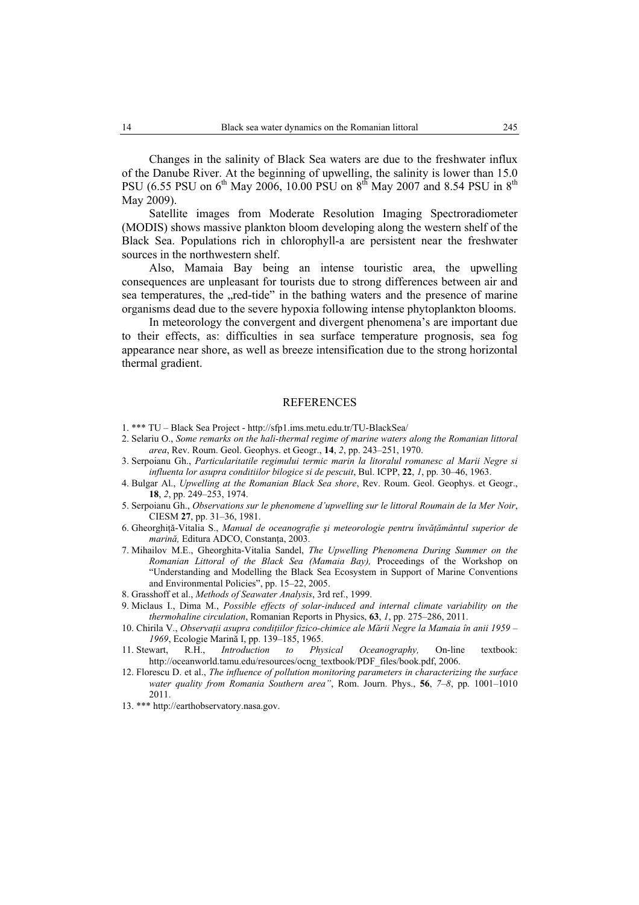Changes in the salinity of Black Sea waters are due to the freshwater influx of the Danube River. At the beginning of upwelling, the salinity is lower than 15.0 PSU (6.55 PSU on 6$^{th}$ May 2006, 10.00 PSU on 8$^{th}$ May 2007 and 8.54 PSU in 8$^{th}$ May 2009).

Satellite images from Moderate Resolution Imaging Spectroradiometer (MODIS) shows massive plankton bloom developing along the western shelf of the Black Sea. Populations rich in chlorophyll-a are persistent near the freshwater sources in the northwestern shelf.

Also, Mamaia Bay being an intense touristic area, the upwelling consequences are unpleasant for tourists due to strong differences between air and sea temperatures, the „red-tide" in the bathing waters and the presence of marine organisms dead due to the severe hypoxia following intense phytoplankton blooms.

In meteorology the convergent and divergent phenomena's are important due to their effects, as: difficulties in sea surface temperature prognosis, sea fog appearance near shore, as well as breeze intensification due to the strong horizontal thermal gradient.

## REFERENCES

1. *** TU – Black Sea Project - http://sfp1.ims.metu.edu.tr/TU-BlackSea/
2. Selariu O., *Some remarks on the hali-thermal regime of marine waters along the Romanian littoral area*, Rev. Roum. Geol. Geophys. et Geogr., **14**, *2*, pp. 243–251, 1970.
3. Serpoianu Gh., *Particularitatile regimului termic marin la litoralul romanesc al Marii Negre si influenta lor asupra conditiilor bilogice si de pescuit*, Bul. ICPP, **22**, *1*, pp. 30–46, 1963.
4. Bulgar Al., *Upwelling at the Romanian Black Sea shore*, Rev. Roum. Geol. Geophys. et Geogr., **18**, *2*, pp. 249–253, 1974.
5. Serpoianu Gh., *Observations sur le phenomene d'upwelling sur le littoral Roumain de la Mer Noir*, CIESM **27**, pp. 31–36, 1981.
6. Gheorghiță-Vitalia S., *Manual de oceanografie şi meteorologie pentru învăţământul superior de marină,* Editura ADCO, Constanţa, 2003.
7. Mihailov M.E., Gheorghita-Vitalia Sandel, *The Upwelling Phenomena During Summer on the Romanian Littoral of the Black Sea (Mamaia Bay),* Proceedings of the Workshop on "Understanding and Modelling the Black Sea Ecosystem in Support of Marine Conventions and Environmental Policies", pp. 15–22, 2005.
8. Grasshoff et al., *Methods of Seawater Analysis*, 3rd ref., 1999.
9. Miclaus I., Dima M., *Possible effects of solar-induced and internal climate variability on the thermohaline circulation*, Romanian Reports in Physics, **63**, *1*, pp. 275–286, 2011.
10. Chirila V., *Observaţii asupra condiţiilor fizico-chimice ale Mării Negre la Mamaia în anii 1959 – 1969*, Ecologie Marină I, pp. 139–185, 1965.
11. Stewart, R.H., *Introduction to Physical Oceanography,* On-line textbook: http://oceanworld.tamu.edu/resources/ocng_textbook/PDF_files/book.pdf, 2006.
12. Florescu D. et al., *The influence of pollution monitoring parameters in characterizing the surface water quality from Romania Southern area"*, Rom. Journ. Phys., **56**, *7–8*, pp. 1001–1010 2011.
13. *** http://earthobservatory.nasa.gov.